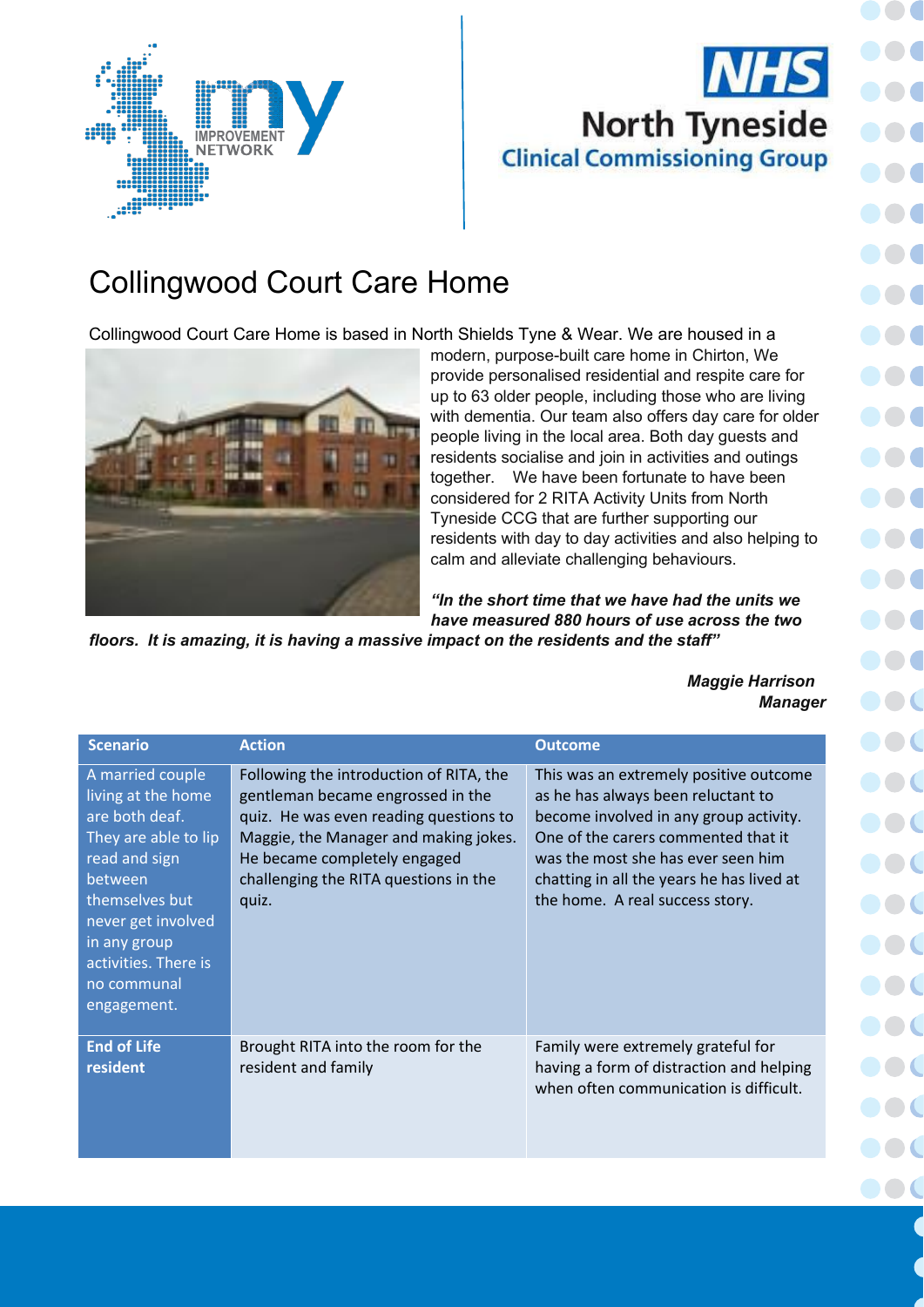# Collingwood Court Care Home

Collingwood Court Care Home is based in North Shields Tyne & Wear. We are housed in a modern, purpose-built care home in Chirton, We provide personalised residential and respite care for up to 63 older people, including those who are living with dementia. Our team also offers day care for older people living in the local area. Both day guests and residents socialise and join in activities and outings together. We have been fortunate to have been considered for 2 RITA Activity Units from North Tyneside CCG that are further supporting our residents with day to day activities and also helping to calm and alleviate challenging behaviours.

***"In the short time that we have had the units we have measured 880 hours of use across the two floors. It is amazing, it is having a massive impact on the residents and the staff"***

***Maggie Harrison***
***Manager***

| Scenario | Action | Outcome |
|---|---|---|
| A married couple living at the home are both deaf. They are able to lip read and sign between themselves but never get involved in any group activities. There is no communal engagement. | Following the introduction of RITA, the gentleman became engrossed in the quiz. He was even reading questions to Maggie, the Manager and making jokes. He became completely engaged challenging the RITA questions in the quiz. | This was an extremely positive outcome as he has always been reluctant to become involved in any group activity. One of the carers commented that it was the most she has ever seen him chatting in all the years he has lived at the home. A real success story. |
| **End of Life resident** | Brought RITA into the room for the resident and family | Family were extremely grateful for having a form of distraction and helping when often communication is difficult. |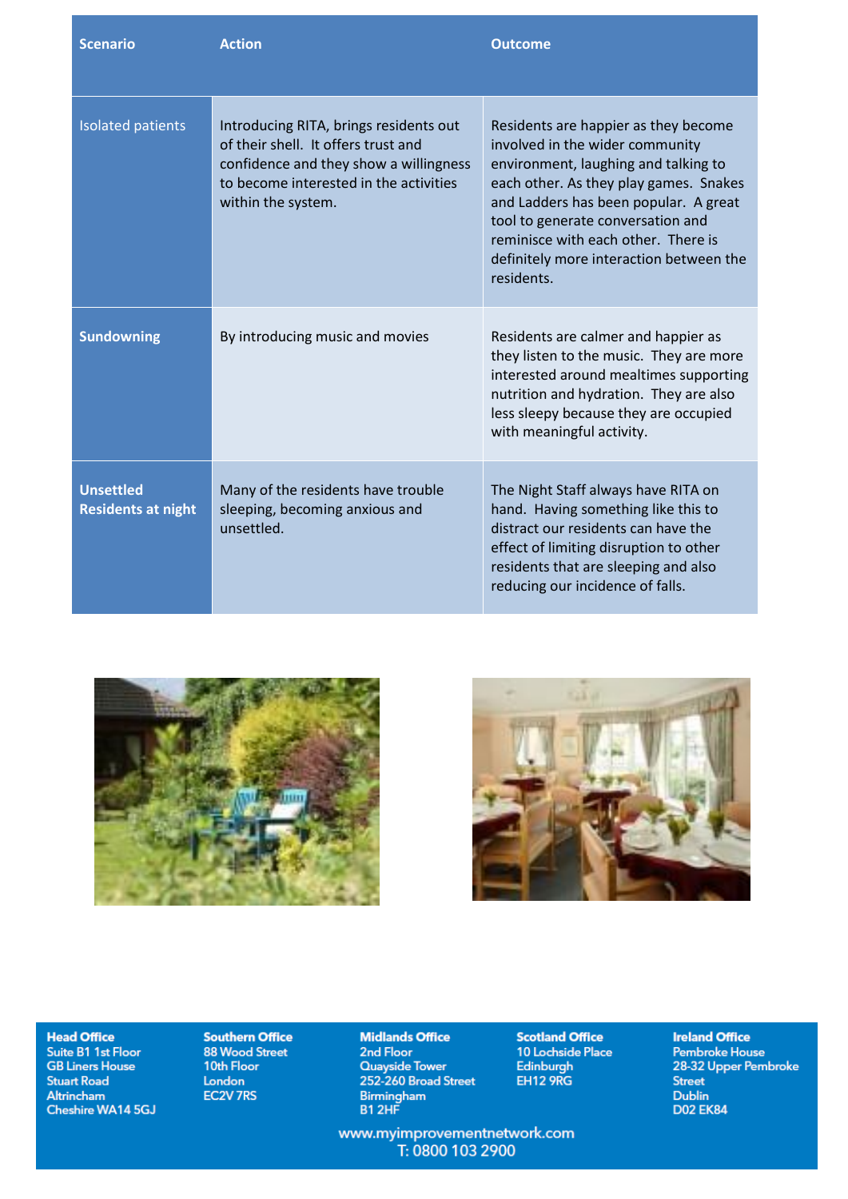| Scenario | Action | Outcome |
|---|---|---|
| Isolated patients | Introducing RITA, brings residents out of their shell. It offers trust and confidence and they show a willingness to become interested in the activities within the system. | Residents are happier as they become involved in the wider community environment, laughing and talking to each other. As they play games. Snakes and Ladders has been popular. A great tool to generate conversation and reminisce with each other. There is definitely more interaction between the residents. |
| **Sundowning** | By introducing music and movies | Residents are calmer and happier as they listen to the music. They are more interested around mealtimes supporting nutrition and hydration. They are also less sleepy because they are occupied with meaningful activity. |
| **Unsettled Residents at night** | Many of the residents have trouble sleeping, becoming anxious and unsettled. | The Night Staff always have RITA on hand. Having something like this to distract our residents can have the effect of limiting disruption to other residents that are sleeping and also reducing our incidence of falls. |

**Head Office**
Suite B1 1st Floor
GB Liners House
Stuart Road
Altrincham
Cheshire WA14 5GJ

**Southern Office**
88 Wood Street
10th Floor
London
EC2V 7RS

**Midlands Office**
2nd Floor
Quayside Tower
252-260 Broad Street
Birmingham
B1 2HF

**Scotland Office**
10 Lochside Place
Edinburgh
EH12 9RG

**Ireland Office**
Pembroke House
28-32 Upper Pembroke Street
Dublin
D02 EK84

www.myimprovementnetwork.com
T: 0800 103 2900